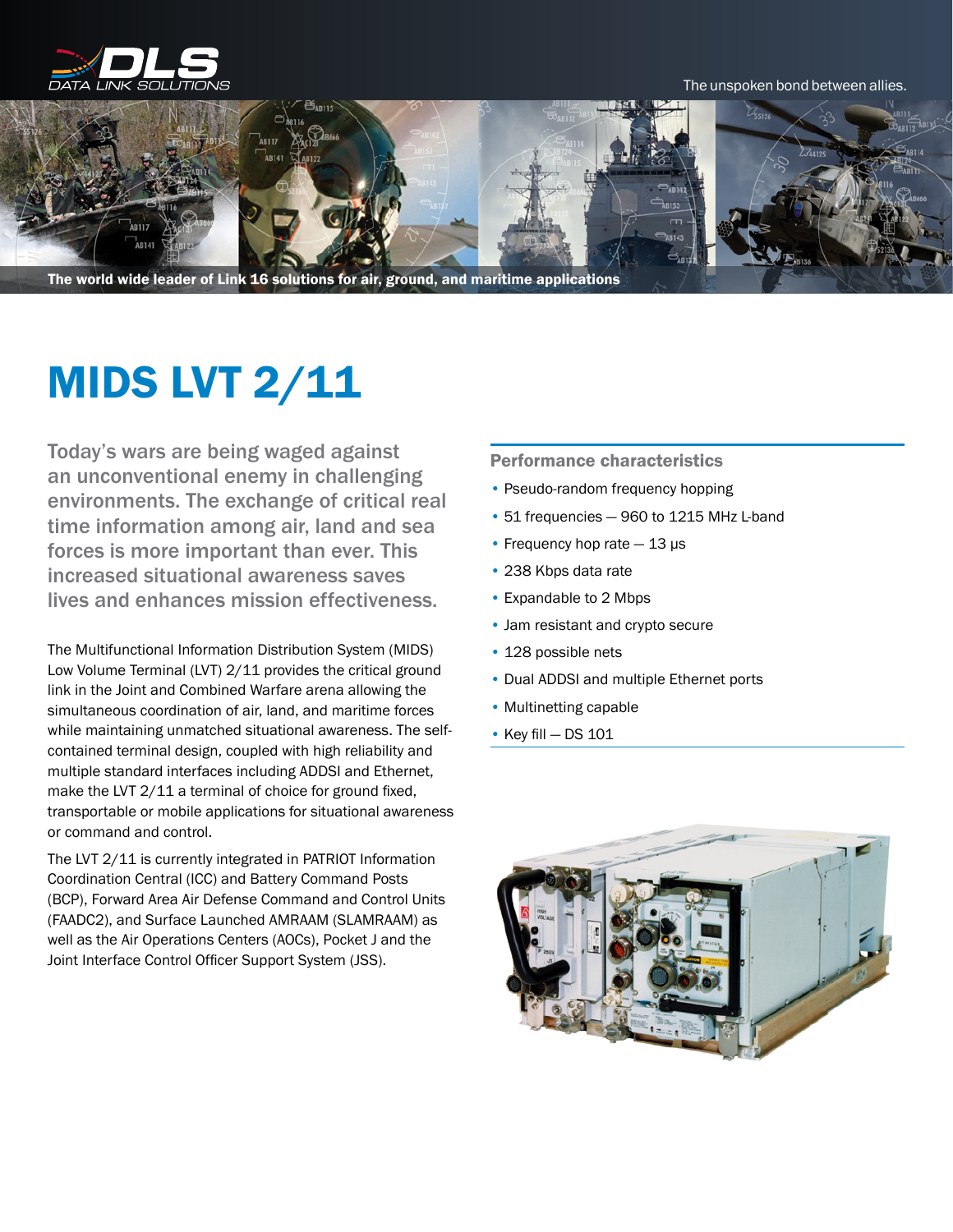DLS DATA LINK SOLUTIONS

The unspoken bond between allies.

The world wide leader of Link 16 solutions for air, ground, and maritime applications

# MIDS LVT 2/11

**Today's wars are being waged against an unconventional enemy in challenging environments. The exchange of critical real time information among air, land and sea forces is more important than ever. This increased situational awareness saves lives and enhances mission effectiveness.**

The Multifunctional Information Distribution System (MIDS) Low Volume Terminal (LVT) 2/11 provides the critical ground link in the Joint and Combined Warfare arena allowing the simultaneous coordination of air, land, and maritime forces while maintaining unmatched situational awareness. The self-contained terminal design, coupled with high reliability and multiple standard interfaces including ADDSI and Ethernet, make the LVT 2/11 a terminal of choice for ground fixed, transportable or mobile applications for situational awareness or command and control.

The LVT 2/11 is currently integrated in PATRIOT Information Coordination Central (ICC) and Battery Command Posts (BCP), Forward Area Air Defense Command and Control Units (FAADC2), and Surface Launched AMRAAM (SLAMRAAM) as well as the Air Operations Centers (AOCs), Pocket J and the Joint Interface Control Officer Support System (JSS).

## Performance characteristics

- Pseudo-random frequency hopping
- 51 frequencies — 960 to 1215 MHz L-band
- Frequency hop rate — 13 μs
- 238 Kbps data rate
- Expandable to 2 Mbps
- Jam resistant and crypto secure
- 128 possible nets
- Dual ADDSI and multiple Ethernet ports
- Multinetting capable
- Key fill — DS 101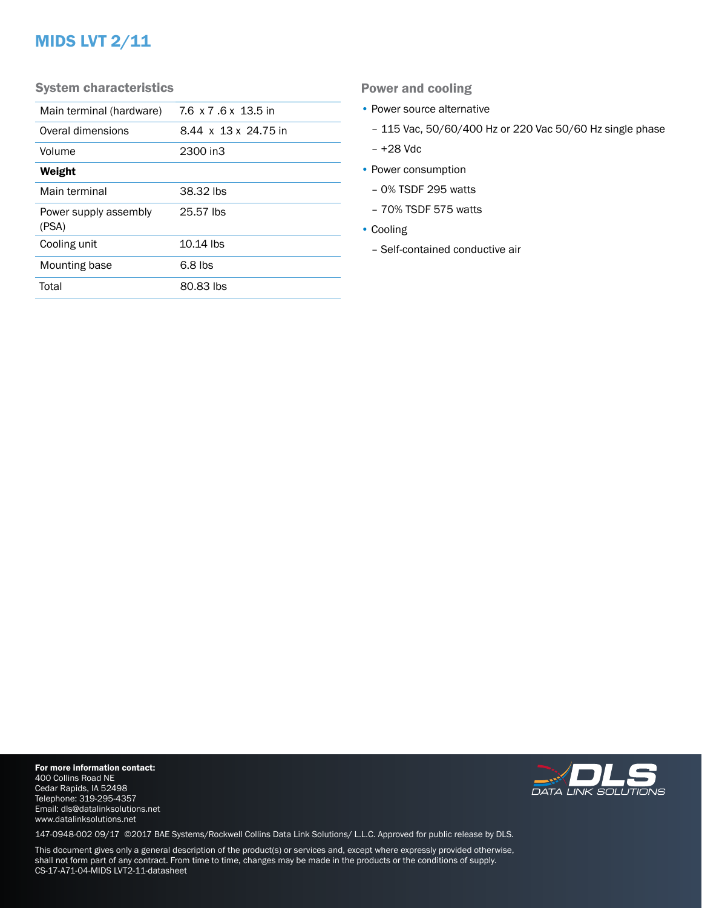# MIDS LVT 2/11

## System characteristics

| | |
|---|---|
| Main terminal (hardware) | 7.6 x 7 .6 x 13.5 in |
| Overal dimensions | 8.44 x 13 x 24.75 in |
| Volume | 2300 in3 |
| **Weight** | |
| Main terminal | 38.32 lbs |
| Power supply assembly (PSA) | 25.57 lbs |
| Cooling unit | 10.14 lbs |
| Mounting base | 6.8 lbs |
| Total | 80.83 lbs |

## Power and cooling

- Power source alternative
  - 115 Vac, 50/60/400 Hz or 220 Vac 50/60 Hz single phase
  - +28 Vdc
- Power consumption
  - 0% TSDF 295 watts
  - 70% TSDF 575 watts
- Cooling
  - Self-contained conductive air

**For more information contact:**
400 Collins Road NE
Cedar Rapids, IA 52498
Telephone: 319-295-4357
Email: dls@datalinksolutions.net
www.datalinksolutions.net

DLS DATA LINK SOLUTIONS

147-0948-002 09/17 ©2017 BAE Systems/Rockwell Collins Data Link Solutions/ L.L.C. Approved for public release by DLS.

This document gives only a general description of the product(s) or services and, except where expressly provided otherwise, shall not form part of any contract. From time to time, changes may be made in the products or the conditions of supply.
CS-17-A71-04-MIDS LVT2-11-datasheet